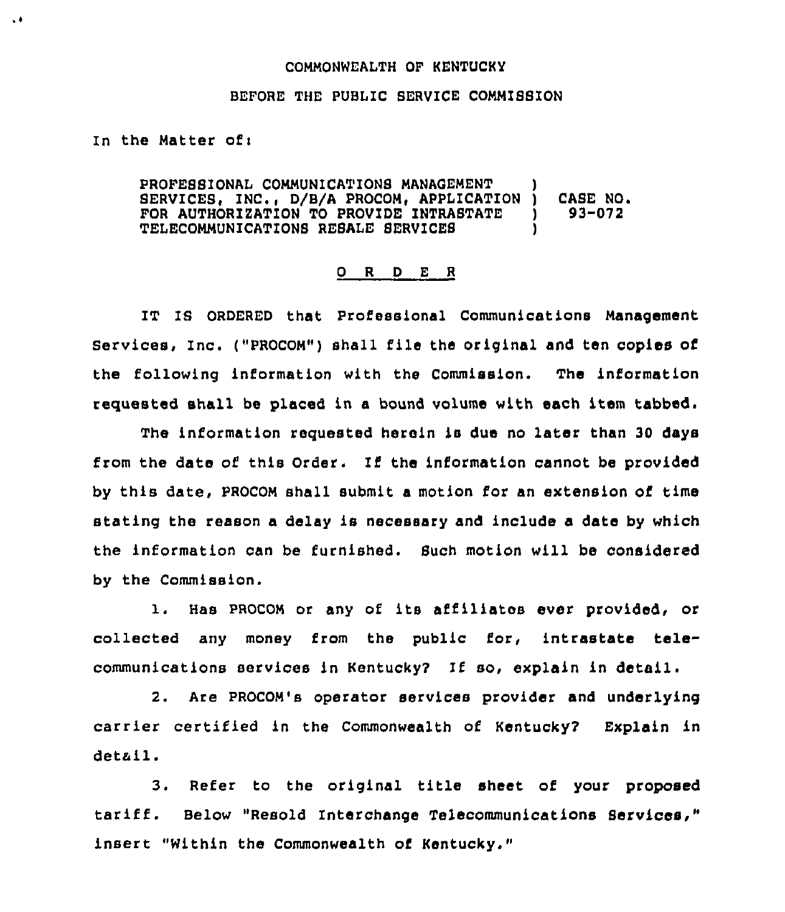COMMONWEALTH OF KENTUCKY

BEFORE THE PUBLIC SERVICE COMMISSION

In the Matter of:

PROFESSIONAL COMMUNICATIONS MANAGEMENT SERVICES, INC., D/B/A PROCOM, APPLICATION FOR AUTHORIZATION TO PROVIDE INTRASTATE TELECOMMUNICATIONS RESALE SERVICES ) CASE NO. 93-072

# O R D E R

IT IS ORDERED that Professional Communications Management Services, Inc. ("PROCOM") shall file the original and ten copies of the following information with the Commission. The information requested shall be placed in a bound volume with each item tabbed.

The information requested herein is due no later than 30 days from the date of this Order. If the information cannot be provided by this date, PROCOM shall submit a motion for an extension of time stating the reason a delay is necessary and include a date by which the information can be furnished. Such motion will be considered by the Commission.

1. Has PROCOM or any of its affiliates ever provided, or collected any money from the public for, intrastate telecommunications services in Kentucky? If so, explain in detail.

2. Are PROCOM's operator services provider and underlying carrier certified in the Commonwealth of Kentucky? Explain in detail.

3. Refer to the original title sheet of your proposed tariff. Below "Resold Interchange Telecommunications Services," insert "Within the Commonwealth of Kentucky."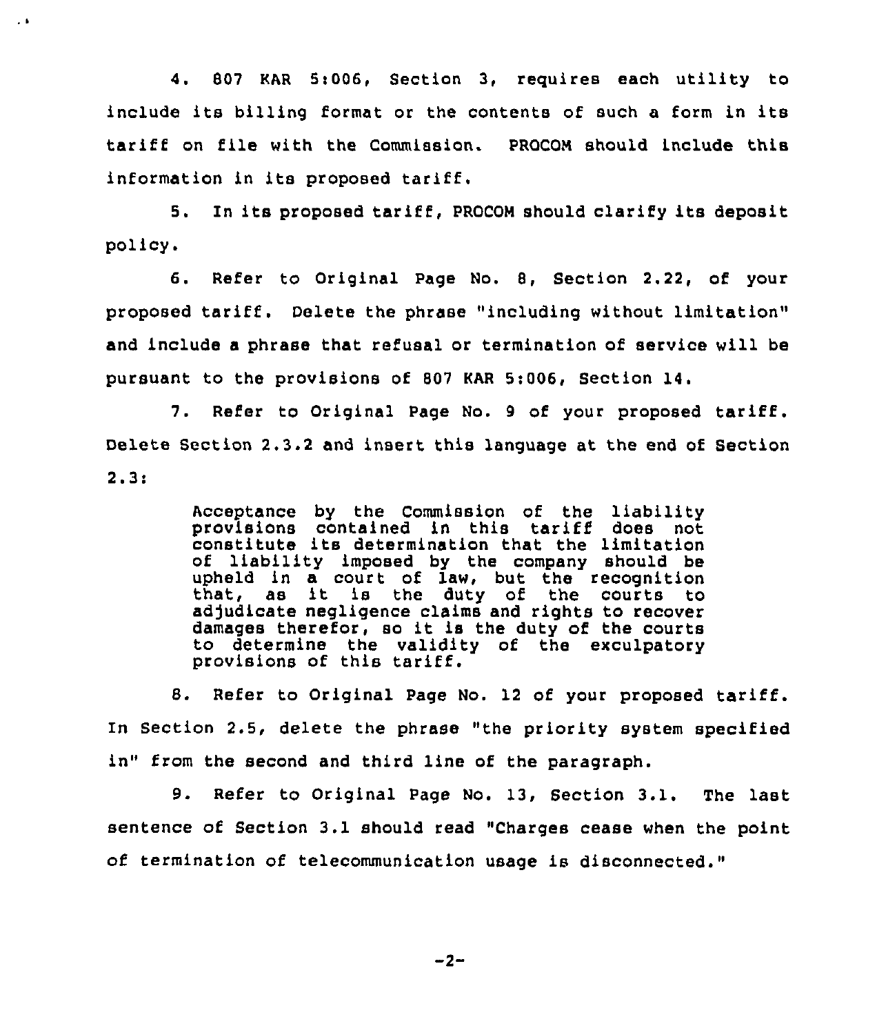4. 807 KAR 5:006, Section 3, requires each utility to include its billing format or the contents of such a form in its tariff on file with the Commission. PROCOM should include this information in its proposed tariff.

5. In its proposed tariff, PROCOM should clarify its deposit policy.

6. Refer to Original Page No. 8, Section 2.22, of your proposed tariff. Delete the phrase "including without limitation" and include a phrase that refusal or termination of service will be pursuant to the provisions of 807 KAR 5:006, Section 14.

7. Refer to Original Page No. 9 of your proposed tariff. Delete Section 2.3.2 and insert this language at the end of Section 2.3:

> Acceptance by the Commission of the liability provisions contained in this tariff does not constitute its determination that the limitation of liability imposed by the company should be upheld in a court of law, but the recognition that, as it is the duty of the courts to adjudicate negligence claims and rights to recover damages therefor, so it is the duty of the courts to determine the validity of the exculpatory provisions of this tariff.

8. Refer to Original Page No. 12 of your proposed tariff. In Section 2.5, delete the phrase "the priority system specified in" from the second and third line of the paragraph.

9. Refer to Original Page No. 13, Section 3.1. The last sentence of Section 3.1 should read "Charges cease when the point of termination of telecommunication usage is disconnected."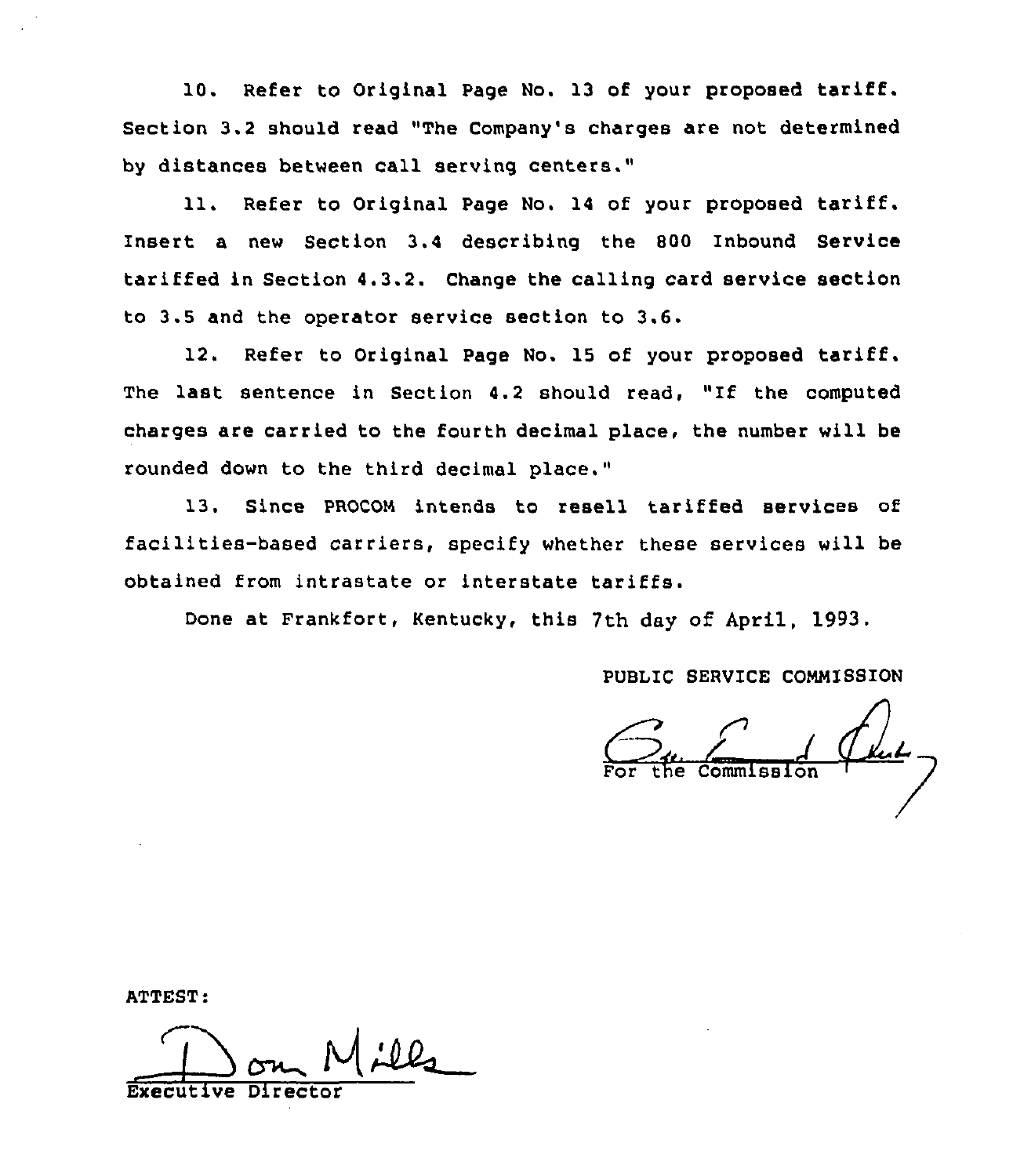10. Refer to Original Page No. 13 of your proposed tariff. Section 3.2 should read "The Company's charges are not determined by distances between call serving centers."

11. Refer to Original Page No. 14 of your proposed tariff. Insert a new Section 3.4 describing the 800 Inbound Service tariffed in Section 4.3.2. Change the calling card service section to 3.5 and the operator service section to 3.6.

12. Refer to Original Page No. 15 of your proposed tariff. The last sentence in Section 4.2 should read, "If the computed charges are carried to the fourth decimal place, the number will be rounded down to the third decimal place."

13. Since PROCOM intends to resell tariffed services of facilities-based carriers, specify whether these services will be obtained from intrastate or interstate tariffs.

Done at Frankfort, Kentucky, this 7th day of April, 1993.

PUBLIC SERVICE COMMISSION

For the Commission

ATTEST:

Executive Director